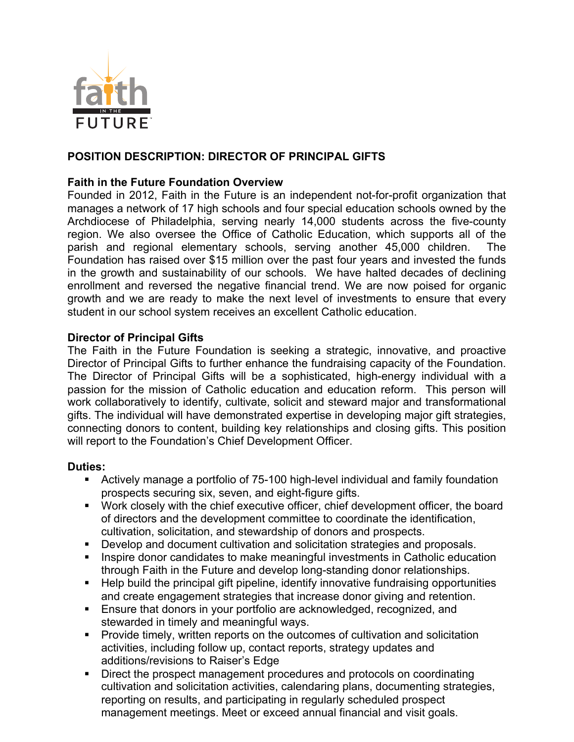# POSITION DESCRIPTION: DIRECTOR OF PRINCIPAL GIFTS

## Faith in the Future Foundation Overview

Founded in 2012, Faith in the Future is an independent not-for-profit organization that manages a network of 17 high schools and four special education schools owned by the Archdiocese of Philadelphia, serving nearly 14,000 students across the five-county region. We also oversee the Office of Catholic Education, which supports all of the parish and regional elementary schools, serving another 45,000 children. The Foundation has raised over $15 million over the past four years and invested the funds in the growth and sustainability of our schools. We have halted decades of declining enrollment and reversed the negative financial trend. We are now poised for organic growth and we are ready to make the next level of investments to ensure that every student in our school system receives an excellent Catholic education.

## Director of Principal Gifts

The Faith in the Future Foundation is seeking a strategic, innovative, and proactive Director of Principal Gifts to further enhance the fundraising capacity of the Foundation. The Director of Principal Gifts will be a sophisticated, high-energy individual with a passion for the mission of Catholic education and education reform. This person will work collaboratively to identify, cultivate, solicit and steward major and transformational gifts. The individual will have demonstrated expertise in developing major gift strategies, connecting donors to content, building key relationships and closing gifts. This position will report to the Foundation's Chief Development Officer.

## Duties:

- Actively manage a portfolio of 75-100 high-level individual and family foundation prospects securing six, seven, and eight-figure gifts.
- Work closely with the chief executive officer, chief development officer, the board of directors and the development committee to coordinate the identification, cultivation, solicitation, and stewardship of donors and prospects.
- Develop and document cultivation and solicitation strategies and proposals.
- Inspire donor candidates to make meaningful investments in Catholic education through Faith in the Future and develop long-standing donor relationships.
- Help build the principal gift pipeline, identify innovative fundraising opportunities and create engagement strategies that increase donor giving and retention.
- Ensure that donors in your portfolio are acknowledged, recognized, and stewarded in timely and meaningful ways.
- Provide timely, written reports on the outcomes of cultivation and solicitation activities, including follow up, contact reports, strategy updates and additions/revisions to Raiser's Edge
- Direct the prospect management procedures and protocols on coordinating cultivation and solicitation activities, calendaring plans, documenting strategies, reporting on results, and participating in regularly scheduled prospect management meetings. Meet or exceed annual financial and visit goals.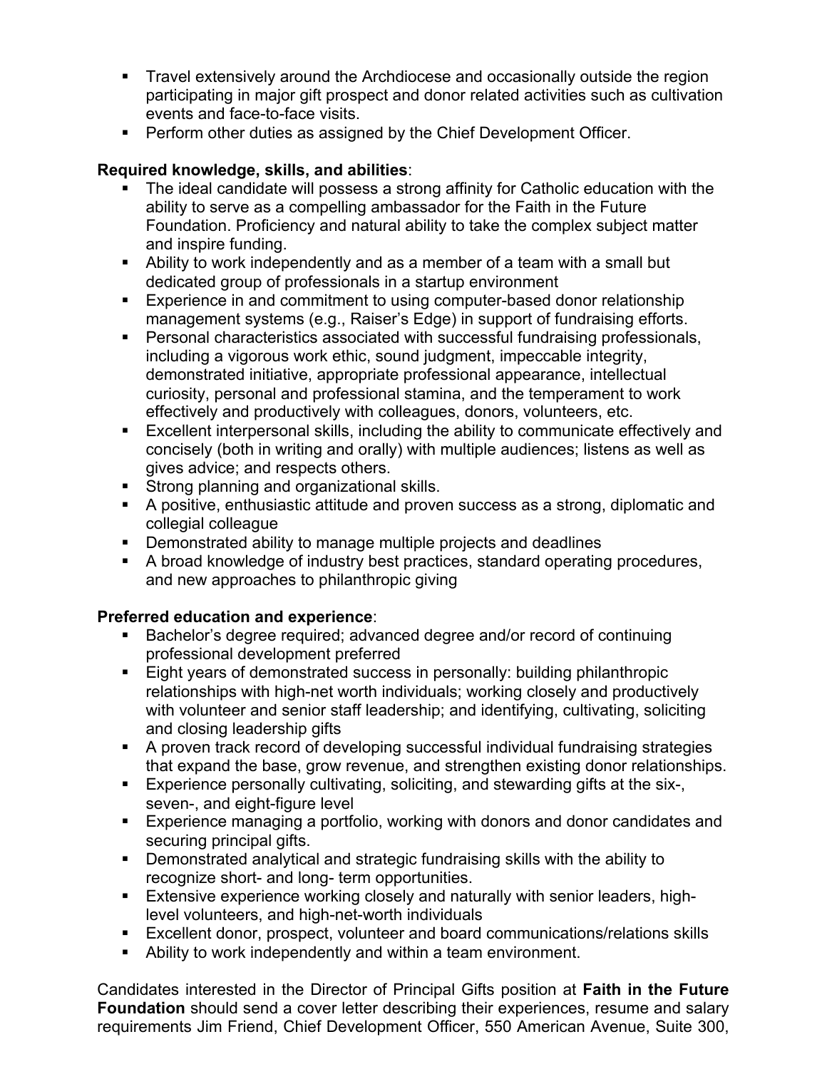- Travel extensively around the Archdiocese and occasionally outside the region participating in major gift prospect and donor related activities such as cultivation events and face-to-face visits.
- Perform other duties as assigned by the Chief Development Officer.

**Required knowledge, skills, and abilities**:

- The ideal candidate will possess a strong affinity for Catholic education with the ability to serve as a compelling ambassador for the Faith in the Future Foundation. Proficiency and natural ability to take the complex subject matter and inspire funding.
- Ability to work independently and as a member of a team with a small but dedicated group of professionals in a startup environment
- Experience in and commitment to using computer-based donor relationship management systems (e.g., Raiser's Edge) in support of fundraising efforts.
- Personal characteristics associated with successful fundraising professionals, including a vigorous work ethic, sound judgment, impeccable integrity, demonstrated initiative, appropriate professional appearance, intellectual curiosity, personal and professional stamina, and the temperament to work effectively and productively with colleagues, donors, volunteers, etc.
- Excellent interpersonal skills, including the ability to communicate effectively and concisely (both in writing and orally) with multiple audiences; listens as well as gives advice; and respects others.
- Strong planning and organizational skills.
- A positive, enthusiastic attitude and proven success as a strong, diplomatic and collegial colleague
- Demonstrated ability to manage multiple projects and deadlines
- A broad knowledge of industry best practices, standard operating procedures, and new approaches to philanthropic giving

**Preferred education and experience**:

- Bachelor's degree required; advanced degree and/or record of continuing professional development preferred
- Eight years of demonstrated success in personally: building philanthropic relationships with high-net worth individuals; working closely and productively with volunteer and senior staff leadership; and identifying, cultivating, soliciting and closing leadership gifts
- A proven track record of developing successful individual fundraising strategies that expand the base, grow revenue, and strengthen existing donor relationships.
- Experience personally cultivating, soliciting, and stewarding gifts at the six-, seven-, and eight-figure level
- Experience managing a portfolio, working with donors and donor candidates and securing principal gifts.
- Demonstrated analytical and strategic fundraising skills with the ability to recognize short- and long- term opportunities.
- Extensive experience working closely and naturally with senior leaders, high-level volunteers, and high-net-worth individuals
- Excellent donor, prospect, volunteer and board communications/relations skills
- Ability to work independently and within a team environment.

Candidates interested in the Director of Principal Gifts position at **Faith in the Future Foundation** should send a cover letter describing their experiences, resume and salary requirements Jim Friend, Chief Development Officer, 550 American Avenue, Suite 300,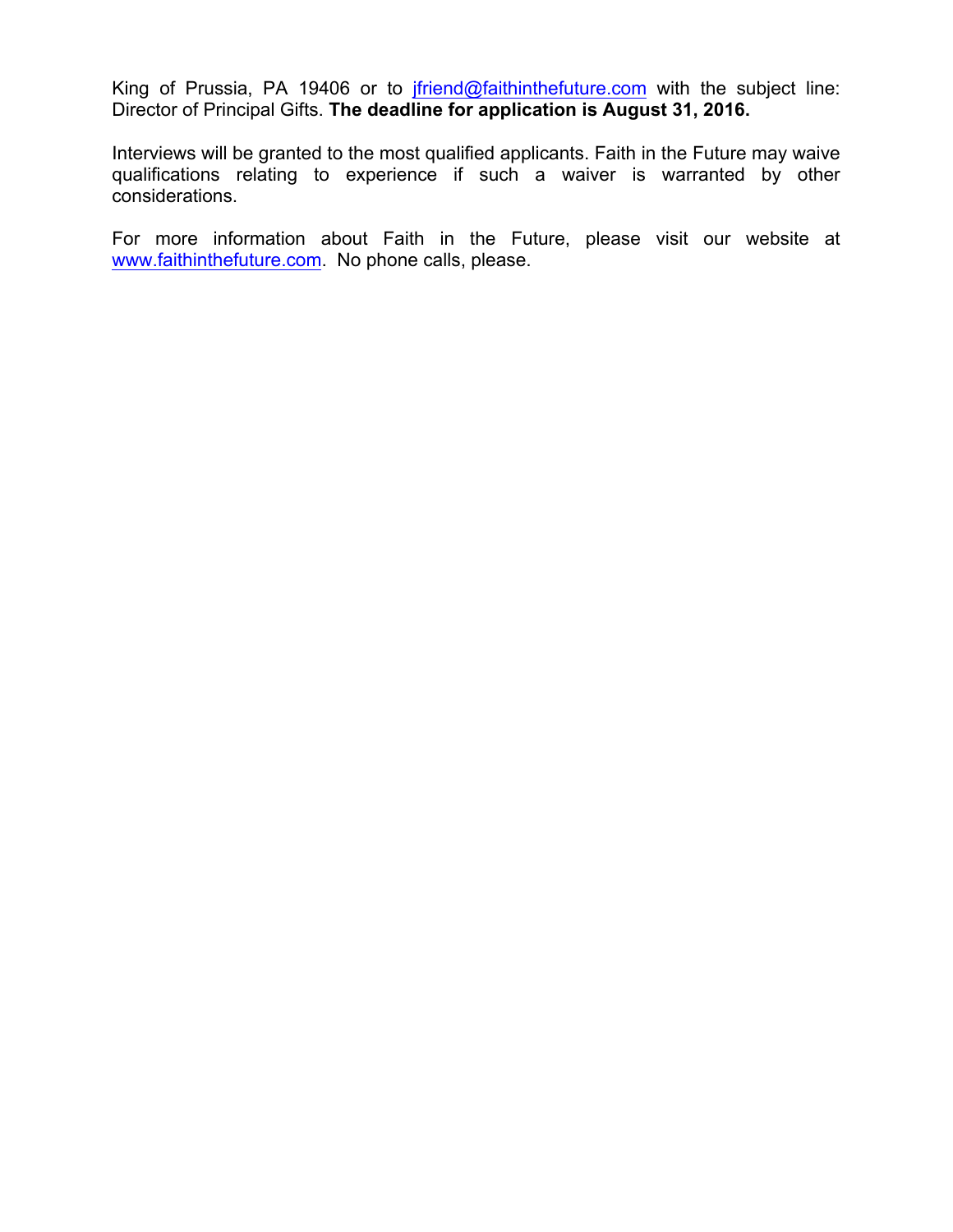King of Prussia, PA 19406 or to jfriend@faithinthefuture.com with the subject line: Director of Principal Gifts. **The deadline for application is August 31, 2016.**

Interviews will be granted to the most qualified applicants. Faith in the Future may waive qualifications relating to experience if such a waiver is warranted by other considerations.

For more information about Faith in the Future, please visit our website at www.faithinthefuture.com. No phone calls, please.